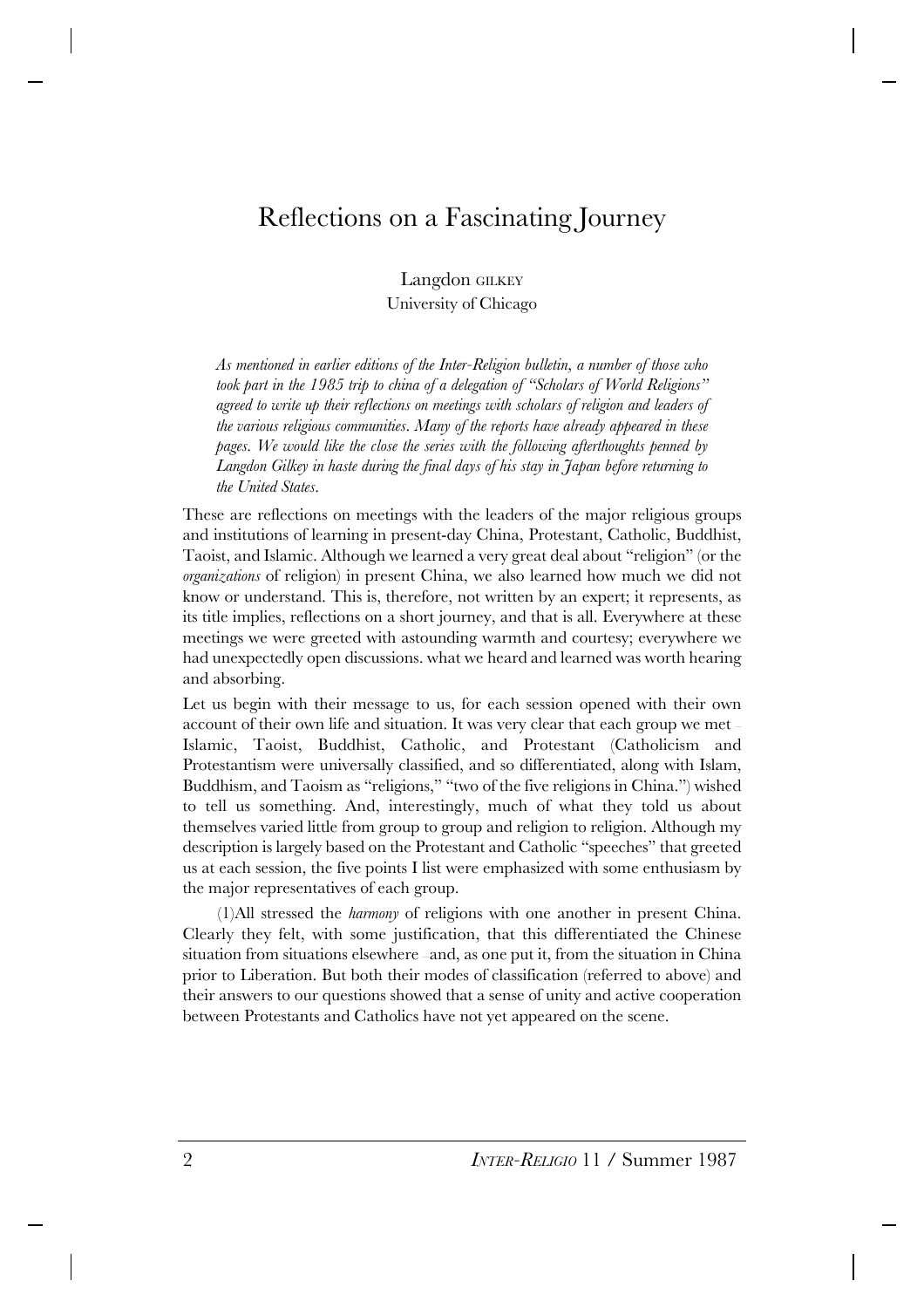# Reflections on a Fascinating Journey

Langdon GILKEY
University of Chicago

*As mentioned in earlier editions of the Inter-Religion bulletin, a number of those who took part in the 1985 trip to china of a delegation of "Scholars of World Religions" agreed to write up their reflections on meetings with scholars of religion and leaders of the various religious communities. Many of the reports have already appeared in these pages. We would like the close the series with the following afterthoughts penned by Langdon Gilkey in haste during the final days of his stay in Japan before returning to the United States.*

These are reflections on meetings with the leaders of the major religious groups and institutions of learning in present-day China, Protestant, Catholic, Buddhist, Taoist, and Islamic. Although we learned a very great deal about "religion" (or the *organizations* of religion) in present China, we also learned how much we did not know or understand. This is, therefore, not written by an expert; it represents, as its title implies, reflections on a short journey, and that is all. Everywhere at these meetings we were greeted with astounding warmth and courtesy; everywhere we had unexpectedly open discussions. what we heard and learned was worth hearing and absorbing.

Let us begin with their message to us, for each session opened with their own account of their own life and situation. It was very clear that each group we met – Islamic, Taoist, Buddhist, Catholic, and Protestant (Catholicism and Protestantism were universally classified, and so differentiated, along with Islam, Buddhism, and Taoism as "religions," "two of the five religions in China.") wished to tell us something. And, interestingly, much of what they told us about themselves varied little from group to group and religion to religion. Although my description is largely based on the Protestant and Catholic "speeches" that greeted us at each session, the five points I list were emphasized with some enthusiasm by the major representatives of each group.

(1)All stressed the *harmony* of religions with one another in present China. Clearly they felt, with some justification, that this differentiated the Chinese situation from situations elsewhere – and, as one put it, from the situation in China prior to Liberation. But both their modes of classification (referred to above) and their answers to our questions showed that a sense of unity and active cooperation between Protestants and Catholics have not yet appeared on the scene.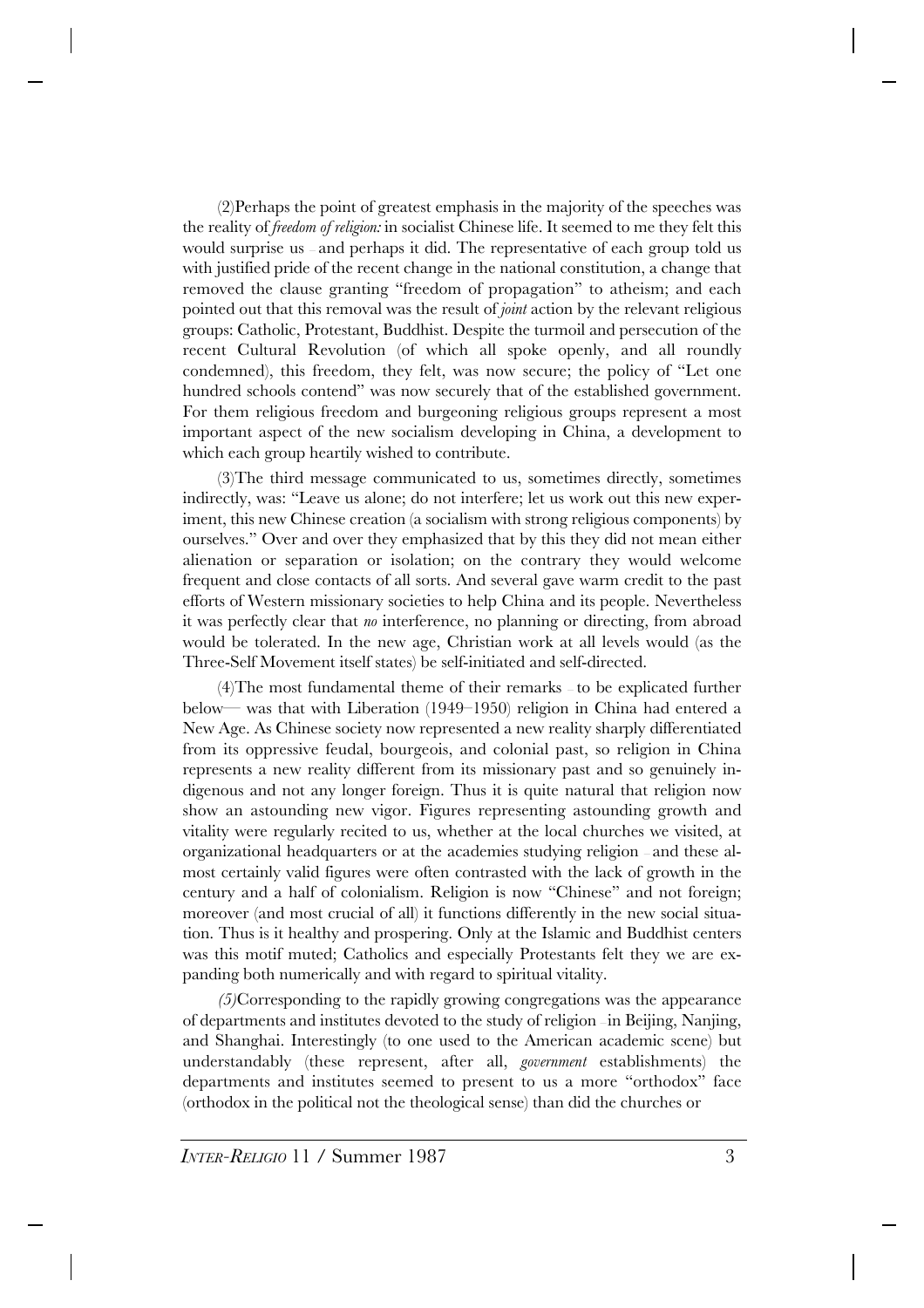(2)Perhaps the point of greatest emphasis in the majority of the speeches was the reality of *freedom of religion:* in socialist Chinese life. It seemed to me they felt this would surprise us – and perhaps it did. The representative of each group told us with justified pride of the recent change in the national constitution, a change that removed the clause granting "freedom of propagation" to atheism; and each pointed out that this removal was the result of *joint* action by the relevant religious groups: Catholic, Protestant, Buddhist. Despite the turmoil and persecution of the recent Cultural Revolution (of which all spoke openly, and all roundly condemned), this freedom, they felt, was now secure; the policy of "Let one hundred schools contend" was now securely that of the established government. For them religious freedom and burgeoning religious groups represent a most important aspect of the new socialism developing in China, a development to which each group heartily wished to contribute.

(3)The third message communicated to us, sometimes directly, sometimes indirectly, was: "Leave us alone; do not interfere; let us work out this new experiment, this new Chinese creation (a socialism with strong religious components) by ourselves." Over and over they emphasized that by this they did not mean either alienation or separation or isolation; on the contrary they would welcome frequent and close contacts of all sorts. And several gave warm credit to the past efforts of Western missionary societies to help China and its people. Nevertheless it was perfectly clear that *no* interference, no planning or directing, from abroad would be tolerated. In the new age, Christian work at all levels would (as the Three-Self Movement itself states) be self-initiated and self-directed.

(4)The most fundamental theme of their remarks – to be explicated further below— was that with Liberation (1949–1950) religion in China had entered a New Age. As Chinese society now represented a new reality sharply differentiated from its oppressive feudal, bourgeois, and colonial past, so religion in China represents a new reality different from its missionary past and so genuinely indigenous and not any longer foreign. Thus it is quite natural that religion now show an astounding new vigor. Figures representing astounding growth and vitality were regularly recited to us, whether at the local churches we visited, at organizational headquarters or at the academies studying religion – and these almost certainly valid figures were often contrasted with the lack of growth in the century and a half of colonialism. Religion is now "Chinese" and not foreign; moreover (and most crucial of all) it functions differently in the new social situation. Thus is it healthy and prospering. Only at the Islamic and Buddhist centers was this motif muted; Catholics and especially Protestants felt they we are expanding both numerically and with regard to spiritual vitality.

*(5)*Corresponding to the rapidly growing congregations was the appearance of departments and institutes devoted to the study of religion – in Beijing, Nanjing, and Shanghai. Interestingly (to one used to the American academic scene) but understandably (these represent, after all, *government* establishments) the departments and institutes seemed to present to us a more "orthodox" face (orthodox in the political not the theological sense) than did the churches or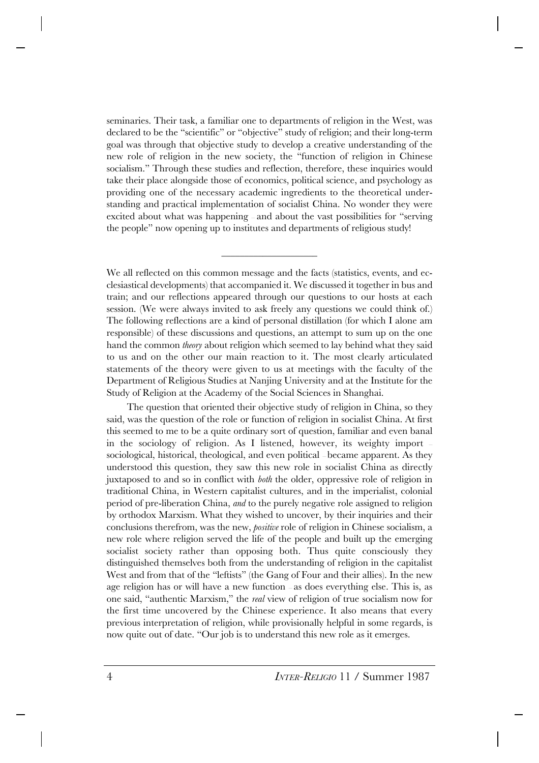seminaries. Their task, a familiar one to departments of religion in the West, was declared to be the "scientific" or "objective" study of religion; and their long-term goal was through that objective study to develop a creative understanding of the new role of religion in the new society, the "function of religion in Chinese socialism." Through these studies and reflection, therefore, these inquiries would take their place alongside those of economics, political science, and psychology as providing one of the necessary academic ingredients to the theoretical understanding and practical implementation of socialist China. No wonder they were excited about what was happening – and about the vast possibilities for "serving the people" now opening up to institutes and departments of religious study!

---

We all reflected on this common message and the facts (statistics, events, and ecclesiastical developments) that accompanied it. We discussed it together in bus and train; and our reflections appeared through our questions to our hosts at each session. (We were always invited to ask freely any questions we could think of.) The following reflections are a kind of personal distillation (for which I alone am responsible) of these discussions and questions, an attempt to sum up on the one hand the common *theory* about religion which seemed to lay behind what they said to us and on the other our main reaction to it. The most clearly articulated statements of the theory were given to us at meetings with the faculty of the Department of Religious Studies at Nanjing University and at the Institute for the Study of Religion at the Academy of the Social Sciences in Shanghai.

The question that oriented their objective study of religion in China, so they said, was the question of the role or function of religion in socialist China. At first this seemed to me to be a quite ordinary sort of question, familiar and even banal in the sociology of religion. As I listened, however, its weighty import – sociological, historical, theological, and even political – became apparent. As they understood this question, they saw this new role in socialist China as directly juxtaposed to and so in conflict with *both* the older, oppressive role of religion in traditional China, in Western capitalist cultures, and in the imperialist, colonial period of pre-liberation China, *and* to the purely negative role assigned to religion by orthodox Marxism. What they wished to uncover, by their inquiries and their conclusions therefrom, was the new, *positive* role of religion in Chinese socialism, a new role where religion served the life of the people and built up the emerging socialist society rather than opposing both. Thus quite consciously they distinguished themselves both from the understanding of religion in the capitalist West and from that of the "leftists" (the Gang of Four and their allies). In the new age religion has or will have a new function – as does everything else. This is, as one said, "authentic Marxism," the *real* view of religion of true socialism now for the first time uncovered by the Chinese experience. It also means that every previous interpretation of religion, while provisionally helpful in some regards, is now quite out of date. "Our job is to understand this new role as it emerges.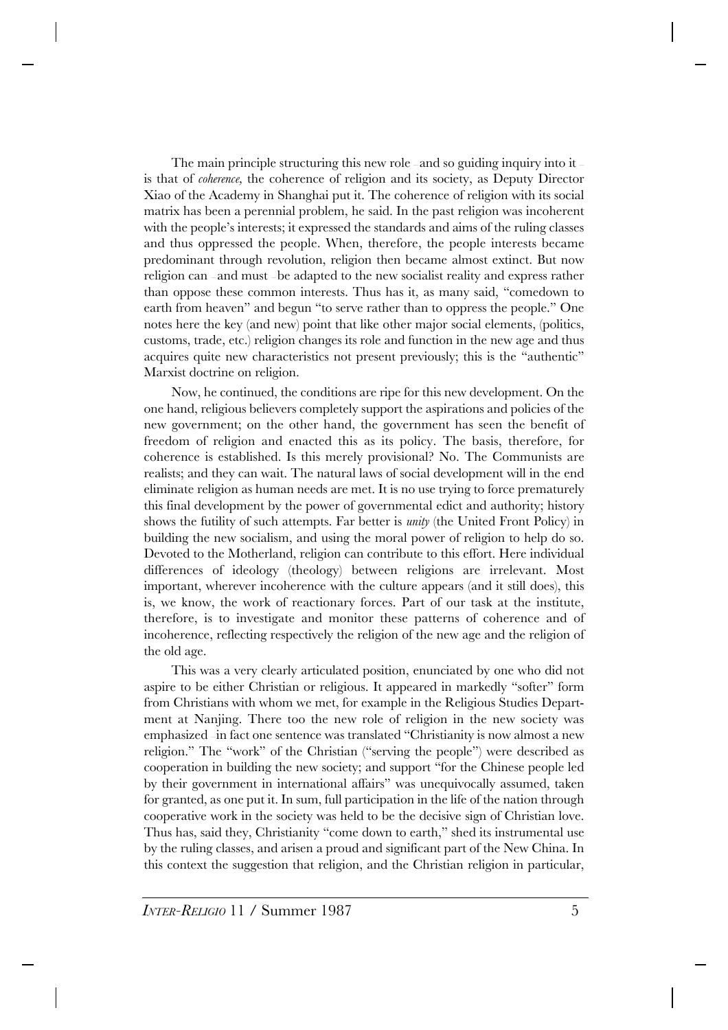The main principle structuring this new role – and so guiding inquiry into it – is that of *coherence,* the coherence of religion and its society, as Deputy Director Xiao of the Academy in Shanghai put it. The coherence of religion with its social matrix has been a perennial problem, he said. In the past religion was incoherent with the people's interests; it expressed the standards and aims of the ruling classes and thus oppressed the people. When, therefore, the people interests became predominant through revolution, religion then became almost extinct. But now religion can – and must – be adapted to the new socialist reality and express rather than oppose these common interests. Thus has it, as many said, "comedown to earth from heaven" and begun "to serve rather than to oppress the people." One notes here the key (and new) point that like other major social elements, (politics, customs, trade, etc.) religion changes its role and function in the new age and thus acquires quite new characteristics not present previously; this is the "authentic" Marxist doctrine on religion.

Now, he continued, the conditions are ripe for this new development. On the one hand, religious believers completely support the aspirations and policies of the new government; on the other hand, the government has seen the benefit of freedom of religion and enacted this as its policy. The basis, therefore, for coherence is established. Is this merely provisional? No. The Communists are realists; and they can wait. The natural laws of social development will in the end eliminate religion as human needs are met. It is no use trying to force prematurely this final development by the power of governmental edict and authority; history shows the futility of such attempts. Far better is *unity* (the United Front Policy) in building the new socialism, and using the moral power of religion to help do so. Devoted to the Motherland, religion can contribute to this effort. Here individual differences of ideology (theology) between religions are irrelevant. Most important, wherever incoherence with the culture appears (and it still does), this is, we know, the work of reactionary forces. Part of our task at the institute, therefore, is to investigate and monitor these patterns of coherence and of incoherence, reflecting respectively the religion of the new age and the religion of the old age.

This was a very clearly articulated position, enunciated by one who did not aspire to be either Christian or religious. It appeared in markedly "softer" form from Christians with whom we met, for example in the Religious Studies Department at Nanjing. There too the new role of religion in the new society was emphasized – in fact one sentence was translated "Christianity is now almost a new religion." The "work" of the Christian ("serving the people") were described as cooperation in building the new society; and support "for the Chinese people led by their government in international affairs" was unequivocally assumed, taken for granted, as one put it. In sum, full participation in the life of the nation through cooperative work in the society was held to be the decisive sign of Christian love. Thus has, said they, Christianity "come down to earth," shed its instrumental use by the ruling classes, and arisen a proud and significant part of the New China. In this context the suggestion that religion, and the Christian religion in particular,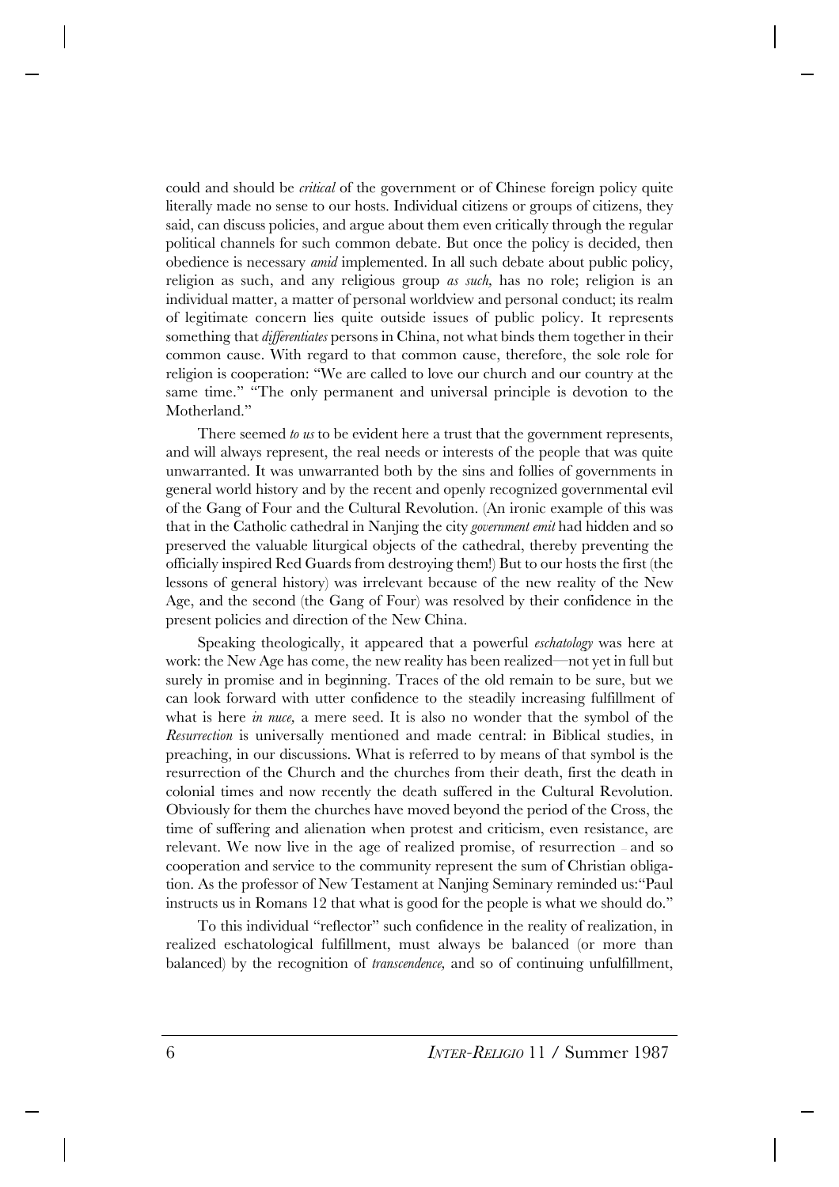could and should be *critical* of the government or of Chinese foreign policy quite literally made no sense to our hosts. Individual citizens or groups of citizens, they said, can discuss policies, and argue about them even critically through the regular political channels for such common debate. But once the policy is decided, then obedience is necessary *amid* implemented. In all such debate about public policy, religion as such, and any religious group *as such,* has no role; religion is an individual matter, a matter of personal worldview and personal conduct; its realm of legitimate concern lies quite outside issues of public policy. It represents something that *differentiates* persons in China, not what binds them together in their common cause. With regard to that common cause, therefore, the sole role for religion is cooperation: "We are called to love our church and our country at the same time." "The only permanent and universal principle is devotion to the Motherland."

There seemed *to us* to be evident here a trust that the government represents, and will always represent, the real needs or interests of the people that was quite unwarranted. It was unwarranted both by the sins and follies of governments in general world history and by the recent and openly recognized governmental evil of the Gang of Four and the Cultural Revolution. (An ironic example of this was that in the Catholic cathedral in Nanjing the city *government emit* had hidden and so preserved the valuable liturgical objects of the cathedral, thereby preventing the officially inspired Red Guards from destroying them!) But to our hosts the first (the lessons of general history) was irrelevant because of the new reality of the New Age, and the second (the Gang of Four) was resolved by their confidence in the present policies and direction of the New China.

Speaking theologically, it appeared that a powerful *eschatology* was here at work: the New Age has come, the new reality has been realized—not yet in full but surely in promise and in beginning. Traces of the old remain to be sure, but we can look forward with utter confidence to the steadily increasing fulfillment of what is here *in nuce,* a mere seed. It is also no wonder that the symbol of the *Resurrection* is universally mentioned and made central: in Biblical studies, in preaching, in our discussions. What is referred to by means of that symbol is the resurrection of the Church and the churches from their death, first the death in colonial times and now recently the death suffered in the Cultural Revolution. Obviously for them the churches have moved beyond the period of the Cross, the time of suffering and alienation when protest and criticism, even resistance, are relevant. We now live in the age of realized promise, of resurrection – and so cooperation and service to the community represent the sum of Christian obligation. As the professor of New Testament at Nanjing Seminary reminded us:"Paul instructs us in Romans 12 that what is good for the people is what we should do."

To this individual "reflector" such confidence in the reality of realization, in realized eschatological fulfillment, must always be balanced (or more than balanced) by the recognition of *transcendence,* and so of continuing unfulfillment,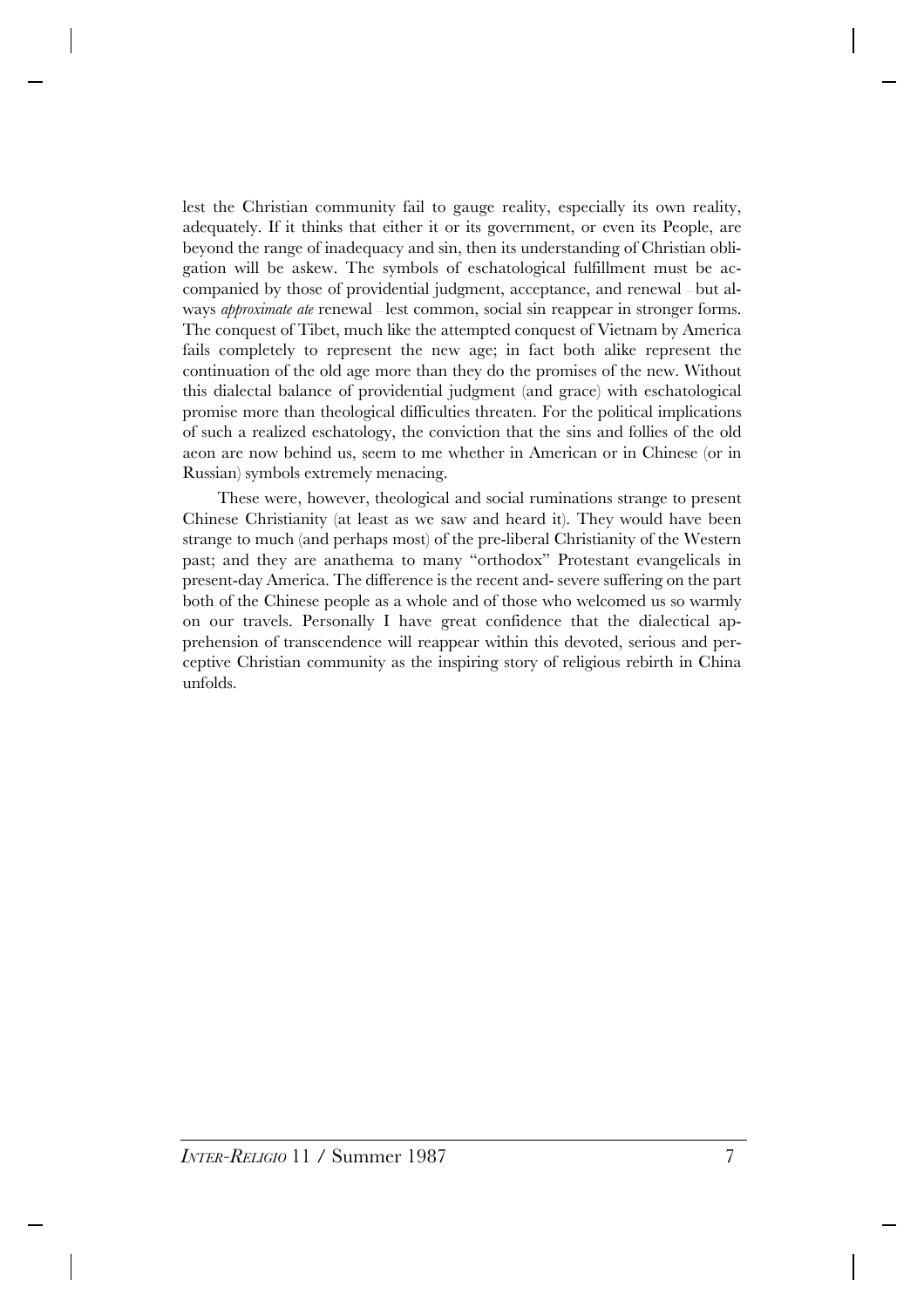lest the Christian community fail to gauge reality, especially its own reality, adequately. If it thinks that either it or its government, or even its People, are beyond the range of inadequacy and sin, then its understanding of Christian obligation will be askew. The symbols of eschatological fulfillment must be accompanied by those of providential judgment, acceptance, and renewal – but always *approximate ate* renewal – lest common, social sin reappear in stronger forms. The conquest of Tibet, much like the attempted conquest of Vietnam by America fails completely to represent the new age; in fact both alike represent the continuation of the old age more than they do the promises of the new. Without this dialectal balance of providential judgment (and grace) with eschatological promise more than theological difficulties threaten. For the political implications of such a realized eschatology, the conviction that the sins and follies of the old aeon are now behind us, seem to me whether in American or in Chinese (or in Russian) symbols extremely menacing.

These were, however, theological and social ruminations strange to present Chinese Christianity (at least as we saw and heard it). They would have been strange to much (and perhaps most) of the pre-liberal Christianity of the Western past; and they are anathema to many "orthodox" Protestant evangelicals in present-day America. The difference is the recent and- severe suffering on the part both of the Chinese people as a whole and of those who welcomed us so warmly on our travels. Personally I have great confidence that the dialectical apprehension of transcendence will reappear within this devoted, serious and perceptive Christian community as the inspiring story of religious rebirth in China unfolds.